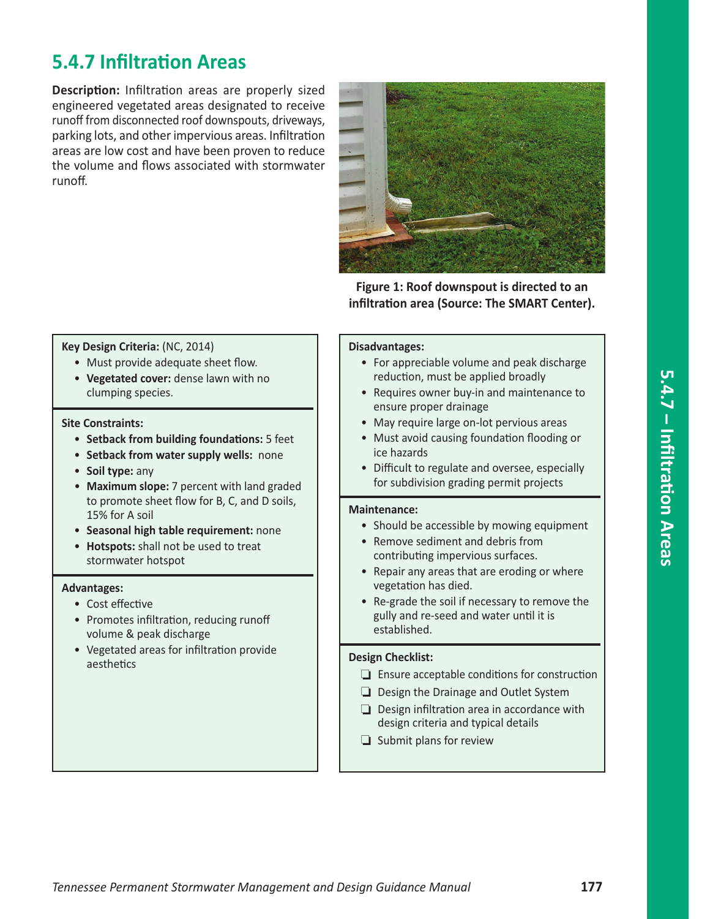# 5.4.7 Infiltration Areas

**Description:** Infiltration areas are properly sized engineered vegetated areas designated to receive runoff from disconnected roof downspouts, driveways, parking lots, and other impervious areas. Infiltration areas are low cost and have been proven to reduce the volume and flows associated with stormwater runoff.

**Figure 1: Roof downspout is directed to an infiltration area (Source: The SMART Center).**

**Key Design Criteria:** (NC, 2014)

- Must provide adequate sheet flow.
- **Vegetated cover:** dense lawn with no clumping species.

**Site Constraints:**

- **Setback from building foundations:** 5 feet
- **Setback from water supply wells:** none
- **Soil type:** any
- **Maximum slope:** 7 percent with land graded to promote sheet flow for B, C, and D soils, 15% for A soil
- **Seasonal high table requirement:** none
- **Hotspots:** shall not be used to treat stormwater hotspot

**Advantages:**

- Cost effective
- Promotes infiltration, reducing runoff volume & peak discharge
- Vegetated areas for infiltration provide aesthetics

**Disadvantages:**

- For appreciable volume and peak discharge reduction, must be applied broadly
- Requires owner buy-in and maintenance to ensure proper drainage
- May require large on-lot pervious areas
- Must avoid causing foundation flooding or ice hazards
- Difficult to regulate and oversee, especially for subdivision grading permit projects

**Maintenance:**

- Should be accessible by mowing equipment
- Remove sediment and debris from contributing impervious surfaces.
- Repair any areas that are eroding or where vegetation has died.
- Re-grade the soil if necessary to remove the gully and re-seed and water until it is established.

**Design Checklist:**

- ❑ Ensure acceptable conditions for construction
- ❑ Design the Drainage and Outlet System
- ❑ Design infiltration area in accordance with design criteria and typical details
- ❑ Submit plans for review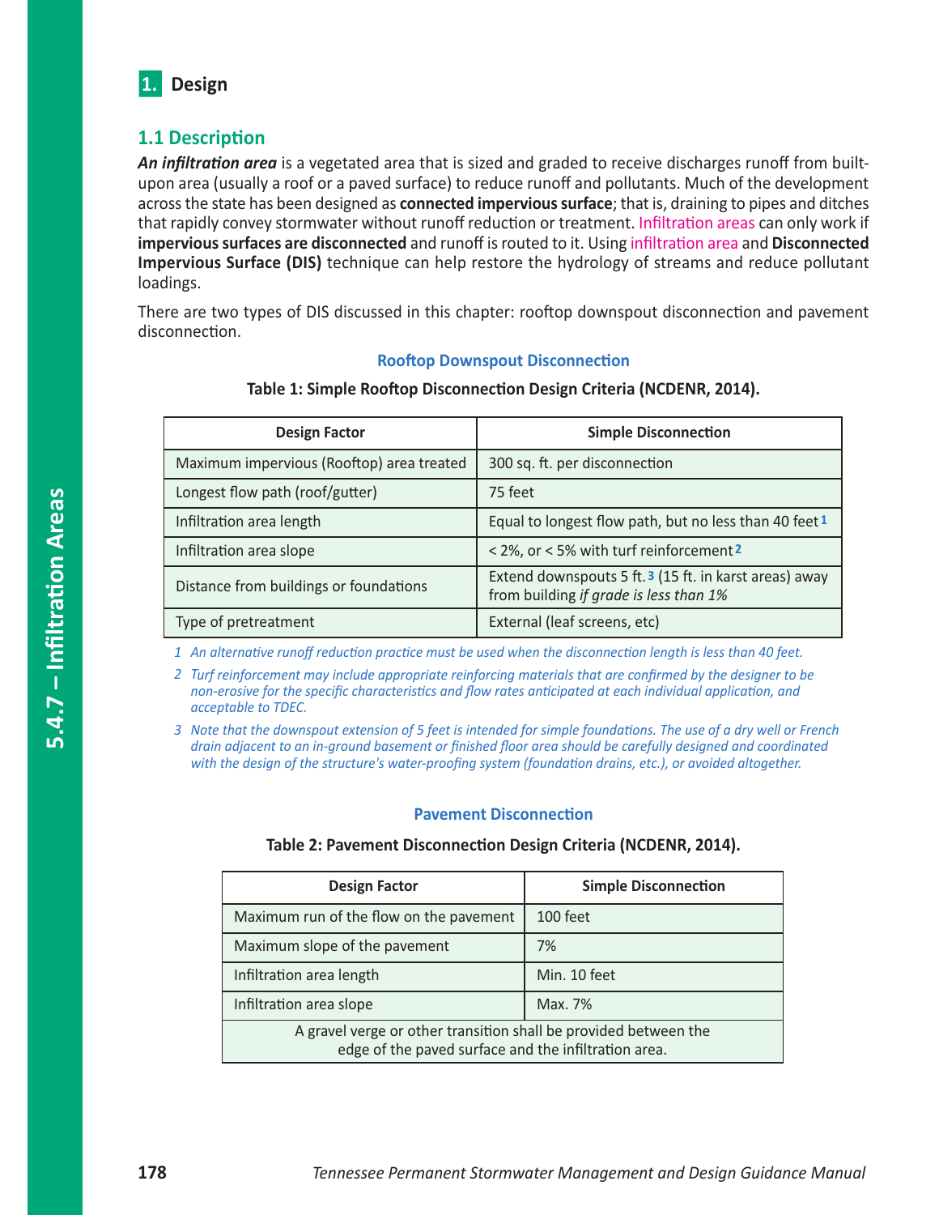# 1. Design

## 1.1 Description

***An infiltration area*** is a vegetated area that is sized and graded to receive discharges runoff from built-upon area (usually a roof or a paved surface) to reduce runoff and pollutants. Much of the development across the state has been designed as **connected impervious surface**; that is, draining to pipes and ditches that rapidly convey stormwater without runoff reduction or treatment. Infiltration areas can only work if **impervious surfaces are disconnected** and runoff is routed to it. Using infiltration area and **Disconnected Impervious Surface (DIS)** technique can help restore the hydrology of streams and reduce pollutant loadings.

There are two types of DIS discussed in this chapter: rooftop downspout disconnection and pavement disconnection.

### Rooftop Downspout Disconnection

**Table 1: Simple Rooftop Disconnection Design Criteria (NCDENR, 2014).**

| Design Factor | Simple Disconnection |
|---|---|
| Maximum impervious (Rooftop) area treated | 300 sq. ft. per disconnection |
| Longest flow path (roof/gutter) | 75 feet |
| Infiltration area length | Equal to longest flow path, but no less than 40 feet [1] |
| Infiltration area slope | < 2%, or < 5% with turf reinforcement [2] |
| Distance from buildings or foundations | Extend downspouts 5 ft. [3] (15 ft. in karst areas) away from building *if grade is less than 1%* |
| Type of pretreatment | External (leaf screens, etc) |

*1 An alternative runoff reduction practice must be used when the disconnection length is less than 40 feet.*

*2 Turf reinforcement may include appropriate reinforcing materials that are confirmed by the designer to be non-erosive for the specific characteristics and flow rates anticipated at each individual application, and acceptable to TDEC.*

*3 Note that the downspout extension of 5 feet is intended for simple foundations. The use of a dry well or French drain adjacent to an in-ground basement or finished floor area should be carefully designed and coordinated with the design of the structure's water-proofing system (foundation drains, etc.), or avoided altogether.*

### Pavement Disconnection

**Table 2: Pavement Disconnection Design Criteria (NCDENR, 2014).**

| Design Factor | Simple Disconnection |
|---|---|
| Maximum run of the flow on the pavement | 100 feet |
| Maximum slope of the pavement | 7% |
| Infiltration area length | Min. 10 feet |
| Infiltration area slope | Max. 7% |
| A gravel verge or other transition shall be provided between the edge of the paved surface and the infiltration area. | |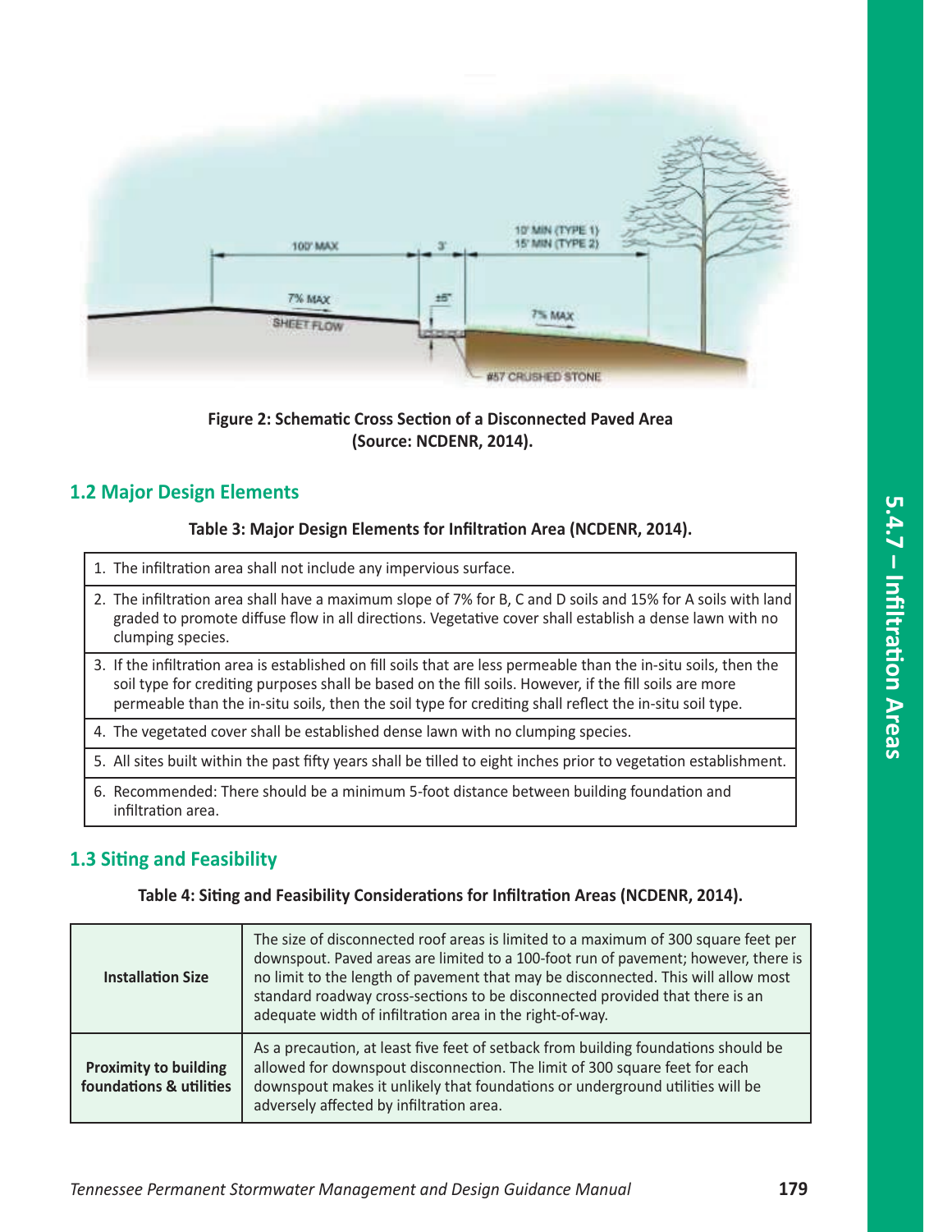Figure 2: Schematic Cross Section of a Disconnected Paved Area (Source: NCDENR, 2014).

## 1.2 Major Design Elements

**Table 3: Major Design Elements for Infiltration Area (NCDENR, 2014).**

| |
|---|
| 1. The infiltration area shall not include any impervious surface. |
| 2. The infiltration area shall have a maximum slope of 7% for B, C and D soils and 15% for A soils with land graded to promote diffuse flow in all directions. Vegetative cover shall establish a dense lawn with no clumping species. |
| 3. If the infiltration area is established on fill soils that are less permeable than the in-situ soils, then the soil type for crediting purposes shall be based on the fill soils. However, if the fill soils are more permeable than the in-situ soils, then the soil type for crediting shall reflect the in-situ soil type. |
| 4. The vegetated cover shall be established dense lawn with no clumping species. |
| 5. All sites built within the past fifty years shall be tilled to eight inches prior to vegetation establishment. |
| 6. Recommended: There should be a minimum 5-foot distance between building foundation and infiltration area. |

## 1.3 Siting and Feasibility

**Table 4: Siting and Feasibility Considerations for Infiltration Areas (NCDENR, 2014).**

| | |
|---|---|
| **Installation Size** | The size of disconnected roof areas is limited to a maximum of 300 square feet per downspout. Paved areas are limited to a 100-foot run of pavement; however, there is no limit to the length of pavement that may be disconnected. This will allow most standard roadway cross-sections to be disconnected provided that there is an adequate width of infiltration area in the right-of-way. |
| **Proximity to building foundations & utilities** | As a precaution, at least five feet of setback from building foundations should be allowed for downspout disconnection. The limit of 300 square feet for each downspout makes it unlikely that foundations or underground utilities will be adversely affected by infiltration area. |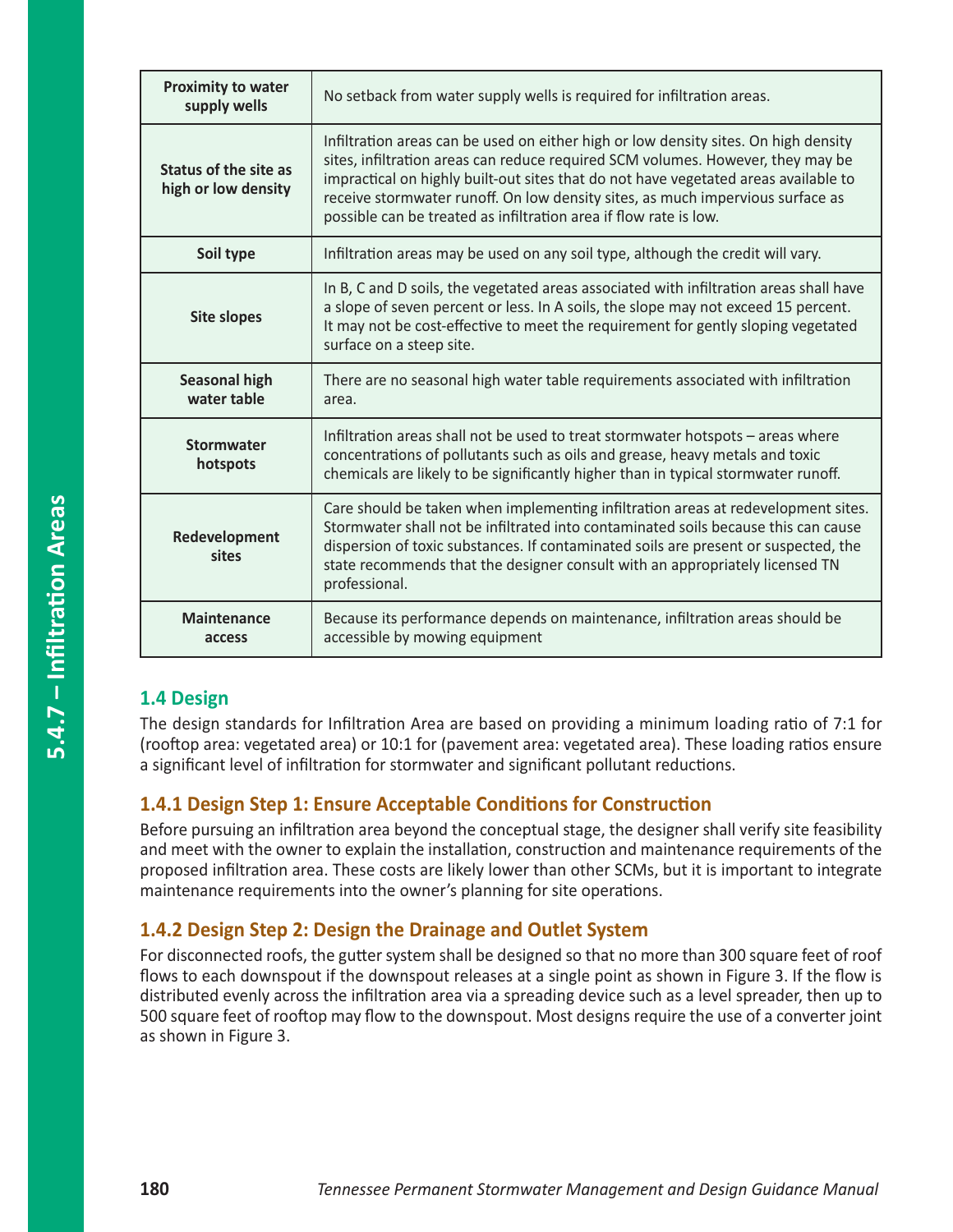| Proximity to water supply wells | No setback from water supply wells is required for infiltration areas. |
|---|---|
| Status of the site as high or low density | Infiltration areas can be used on either high or low density sites. On high density sites, infiltration areas can reduce required SCM volumes. However, they may be impractical on highly built-out sites that do not have vegetated areas available to receive stormwater runoff. On low density sites, as much impervious surface as possible can be treated as infiltration area if flow rate is low. |
| Soil type | Infiltration areas may be used on any soil type, although the credit will vary. |
| Site slopes | In B, C and D soils, the vegetated areas associated with infiltration areas shall have a slope of seven percent or less. In A soils, the slope may not exceed 15 percent. It may not be cost-effective to meet the requirement for gently sloping vegetated surface on a steep site. |
| Seasonal high water table | There are no seasonal high water table requirements associated with infiltration area. |
| Stormwater hotspots | Infiltration areas shall not be used to treat stormwater hotspots – areas where concentrations of pollutants such as oils and grease, heavy metals and toxic chemicals are likely to be significantly higher than in typical stormwater runoff. |
| Redevelopment sites | Care should be taken when implementing infiltration areas at redevelopment sites. Stormwater shall not be infiltrated into contaminated soils because this can cause dispersion of toxic substances. If contaminated soils are present or suspected, the state recommends that the designer consult with an appropriately licensed TN professional. |
| Maintenance access | Because its performance depends on maintenance, infiltration areas should be accessible by mowing equipment |

## 1.4 Design

The design standards for Infiltration Area are based on providing a minimum loading ratio of 7:1 for (rooftop area: vegetated area) or 10:1 for (pavement area: vegetated area). These loading ratios ensure a significant level of infiltration for stormwater and significant pollutant reductions.

### 1.4.1 Design Step 1: Ensure Acceptable Conditions for Construction

Before pursuing an infiltration area beyond the conceptual stage, the designer shall verify site feasibility and meet with the owner to explain the installation, construction and maintenance requirements of the proposed infiltration area. These costs are likely lower than other SCMs, but it is important to integrate maintenance requirements into the owner's planning for site operations.

### 1.4.2 Design Step 2: Design the Drainage and Outlet System

For disconnected roofs, the gutter system shall be designed so that no more than 300 square feet of roof flows to each downspout if the downspout releases at a single point as shown in Figure 3. If the flow is distributed evenly across the infiltration area via a spreading device such as a level spreader, then up to 500 square feet of rooftop may flow to the downspout. Most designs require the use of a converter joint as shown in Figure 3.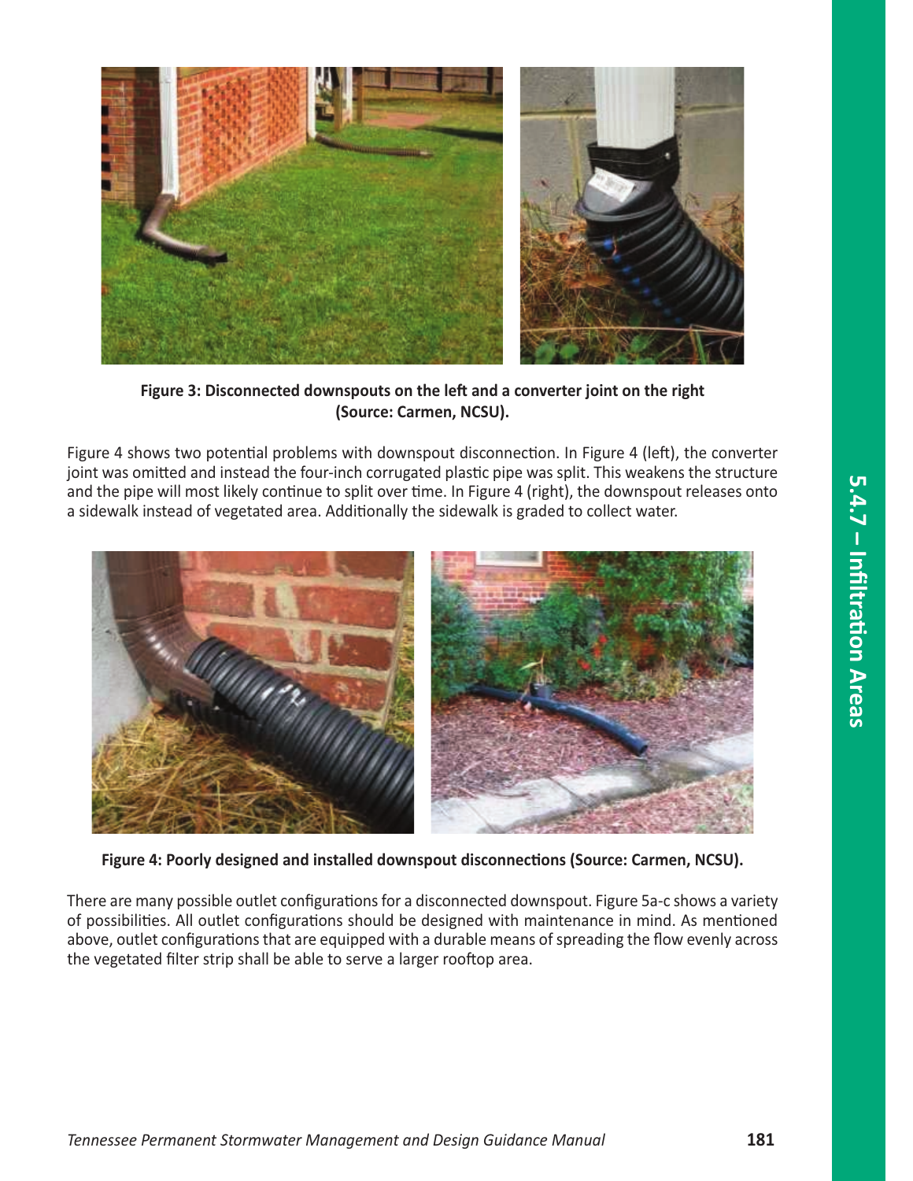Figure 3: Disconnected downspouts on the left and a converter joint on the right (Source: Carmen, NCSU).

Figure 4 shows two potential problems with downspout disconnection. In Figure 4 (left), the converter joint was omitted and instead the four-inch corrugated plastic pipe was split. This weakens the structure and the pipe will most likely continue to split over time. In Figure 4 (right), the downspout releases onto a sidewalk instead of vegetated area. Additionally the sidewalk is graded to collect water.

Figure 4: Poorly designed and installed downspout disconnections (Source: Carmen, NCSU).

There are many possible outlet configurations for a disconnected downspout. Figure 5a-c shows a variety of possibilities. All outlet configurations should be designed with maintenance in mind. As mentioned above, outlet configurations that are equipped with a durable means of spreading the flow evenly across the vegetated filter strip shall be able to serve a larger rooftop area.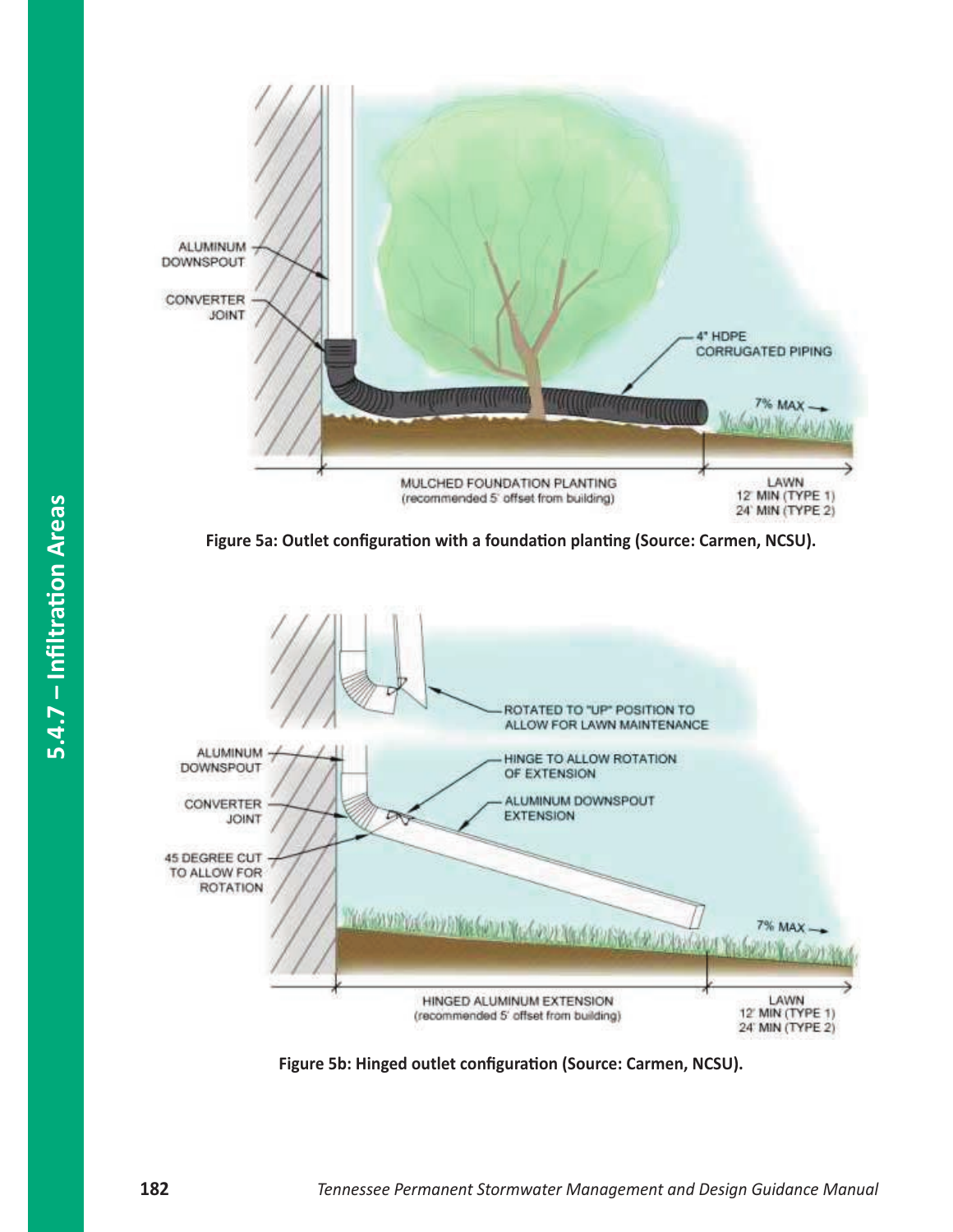**Figure 5a: Outlet configuration with a foundation planting (Source: Carmen, NCSU).**

**Figure 5b: Hinged outlet configuration (Source: Carmen, NCSU).**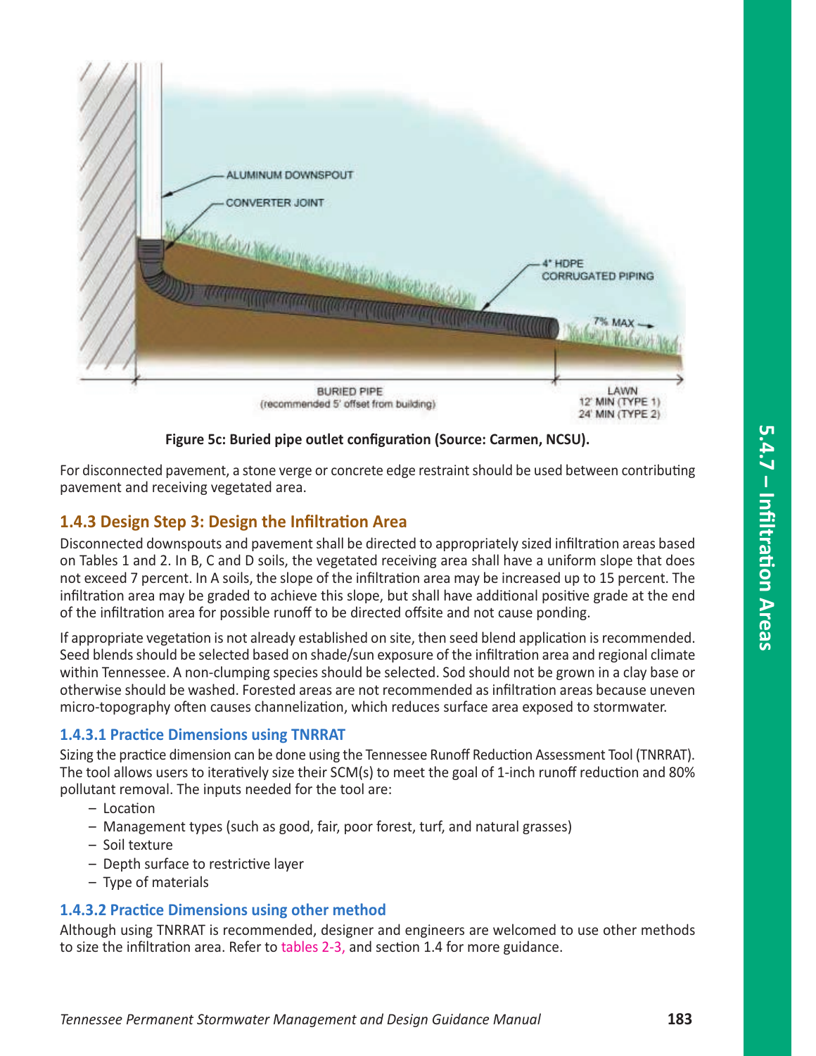Figure 5c: Buried pipe outlet configuration (Source: Carmen, NCSU).

For disconnected pavement, a stone verge or concrete edge restraint should be used between contributing pavement and receiving vegetated area.

### 1.4.3 Design Step 3: Design the Infiltration Area

Disconnected downspouts and pavement shall be directed to appropriately sized infiltration areas based on Tables 1 and 2. In B, C and D soils, the vegetated receiving area shall have a uniform slope that does not exceed 7 percent. In A soils, the slope of the infiltration area may be increased up to 15 percent. The infiltration area may be graded to achieve this slope, but shall have additional positive grade at the end of the infiltration area for possible runoff to be directed offsite and not cause ponding.

If appropriate vegetation is not already established on site, then seed blend application is recommended. Seed blends should be selected based on shade/sun exposure of the infiltration area and regional climate within Tennessee. A non-clumping species should be selected. Sod should not be grown in a clay base or otherwise should be washed. Forested areas are not recommended as infiltration areas because uneven micro-topography often causes channelization, which reduces surface area exposed to stormwater.

#### 1.4.3.1 Practice Dimensions using TNRRAT

Sizing the practice dimension can be done using the Tennessee Runoff Reduction Assessment Tool (TNRRAT). The tool allows users to iteratively size their SCM(s) to meet the goal of 1-inch runoff reduction and 80% pollutant removal. The inputs needed for the tool are:

- Location
- Management types (such as good, fair, poor forest, turf, and natural grasses)
- Soil texture
- Depth surface to restrictive layer
- Type of materials

#### 1.4.3.2 Practice Dimensions using other method

Although using TNRRAT is recommended, designer and engineers are welcomed to use other methods to size the infiltration area. Refer to tables 2-3, and section 1.4 for more guidance.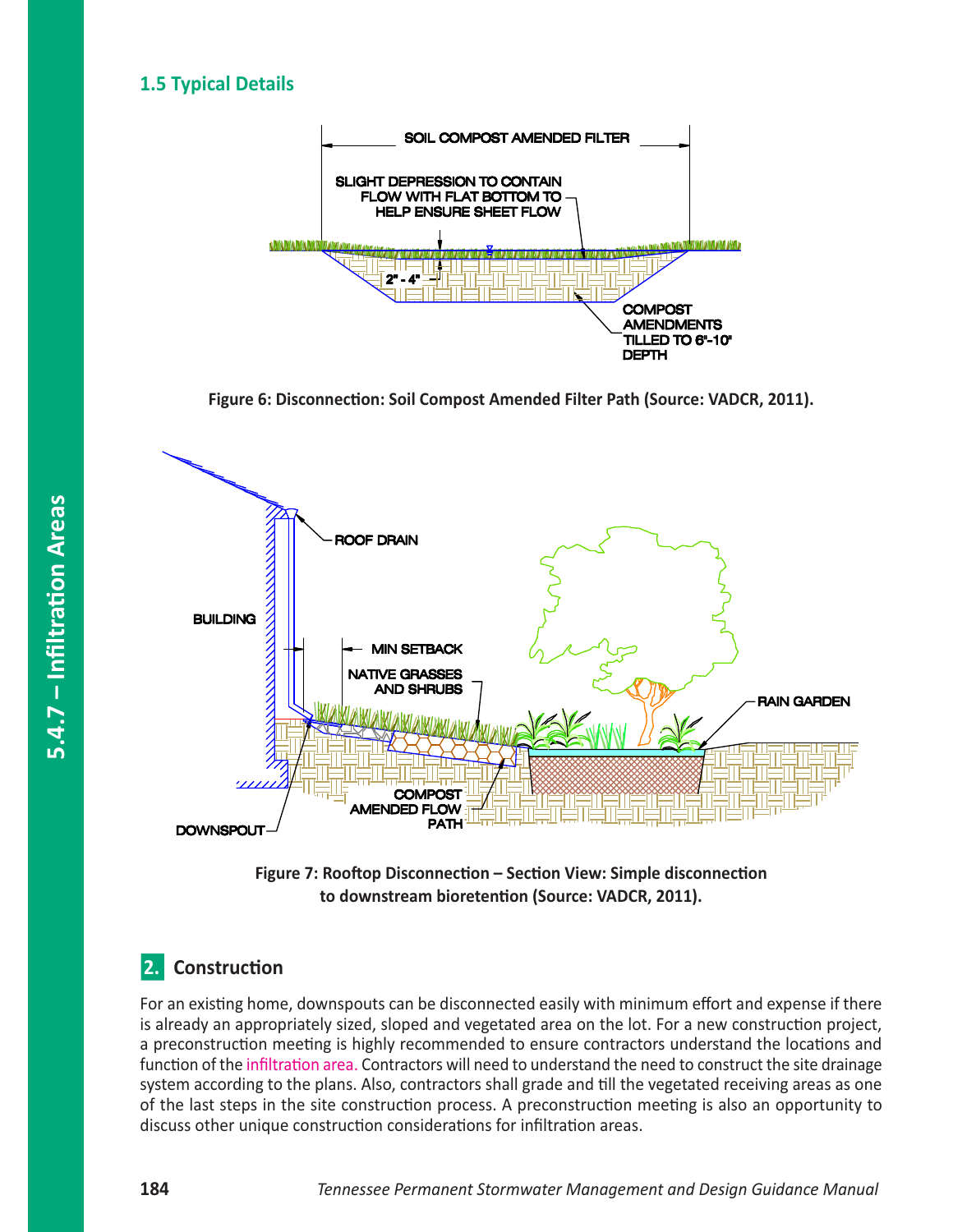### 1.5 Typical Details

Figure 6: Disconnection: Soil Compost Amended Filter Path (Source: VADCR, 2011).

Figure 7: Rooftop Disconnection – Section View: Simple disconnection to downstream bioretention (Source: VADCR, 2011).

## 2. Construction

For an existing home, downspouts can be disconnected easily with minimum effort and expense if there is already an appropriately sized, sloped and vegetated area on the lot. For a new construction project, a preconstruction meeting is highly recommended to ensure contractors understand the locations and function of the infiltration area. Contractors will need to understand the need to construct the site drainage system according to the plans. Also, contractors shall grade and till the vegetated receiving areas as one of the last steps in the site construction process. A preconstruction meeting is also an opportunity to discuss other unique construction considerations for infiltration areas.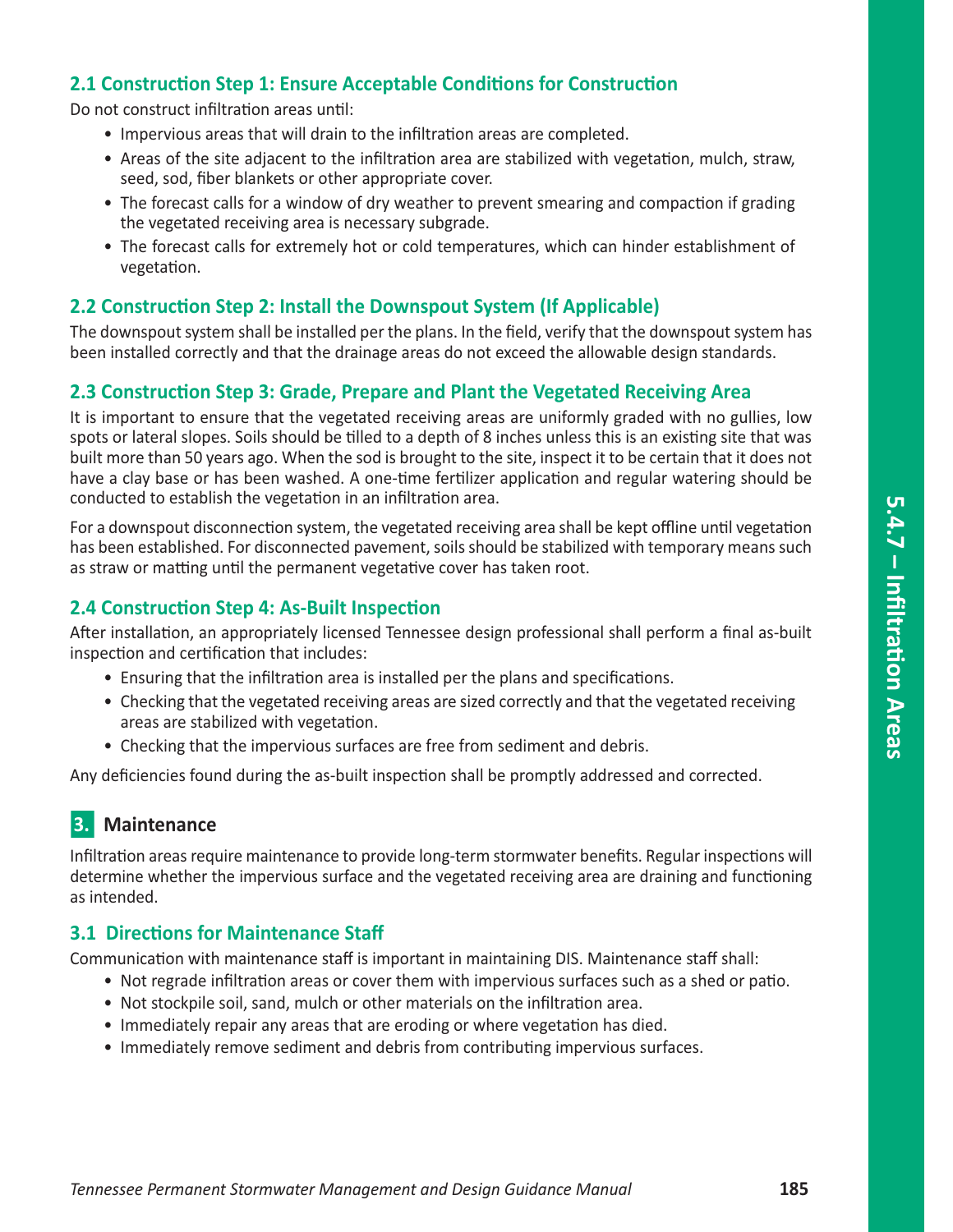### 2.1 Construction Step 1: Ensure Acceptable Conditions for Construction

Do not construct infiltration areas until:

- Impervious areas that will drain to the infiltration areas are completed.
- Areas of the site adjacent to the infiltration area are stabilized with vegetation, mulch, straw, seed, sod, fiber blankets or other appropriate cover.
- The forecast calls for a window of dry weather to prevent smearing and compaction if grading the vegetated receiving area is necessary subgrade.
- The forecast calls for extremely hot or cold temperatures, which can hinder establishment of vegetation.

### 2.2 Construction Step 2: Install the Downspout System (If Applicable)

The downspout system shall be installed per the plans. In the field, verify that the downspout system has been installed correctly and that the drainage areas do not exceed the allowable design standards.

### 2.3 Construction Step 3: Grade, Prepare and Plant the Vegetated Receiving Area

It is important to ensure that the vegetated receiving areas are uniformly graded with no gullies, low spots or lateral slopes. Soils should be tilled to a depth of 8 inches unless this is an existing site that was built more than 50 years ago. When the sod is brought to the site, inspect it to be certain that it does not have a clay base or has been washed. A one-time fertilizer application and regular watering should be conducted to establish the vegetation in an infiltration area.

For a downspout disconnection system, the vegetated receiving area shall be kept offline until vegetation has been established. For disconnected pavement, soils should be stabilized with temporary means such as straw or matting until the permanent vegetative cover has taken root.

### 2.4 Construction Step 4: As-Built Inspection

After installation, an appropriately licensed Tennessee design professional shall perform a final as-built inspection and certification that includes:

- Ensuring that the infiltration area is installed per the plans and specifications.
- Checking that the vegetated receiving areas are sized correctly and that the vegetated receiving areas are stabilized with vegetation.
- Checking that the impervious surfaces are free from sediment and debris.

Any deficiencies found during the as-built inspection shall be promptly addressed and corrected.

## 3. Maintenance

Infiltration areas require maintenance to provide long-term stormwater benefits. Regular inspections will determine whether the impervious surface and the vegetated receiving area are draining and functioning as intended.

### 3.1 Directions for Maintenance Staff

Communication with maintenance staff is important in maintaining DIS. Maintenance staff shall:

- Not regrade infiltration areas or cover them with impervious surfaces such as a shed or patio.
- Not stockpile soil, sand, mulch or other materials on the infiltration area.
- Immediately repair any areas that are eroding or where vegetation has died.
- Immediately remove sediment and debris from contributing impervious surfaces.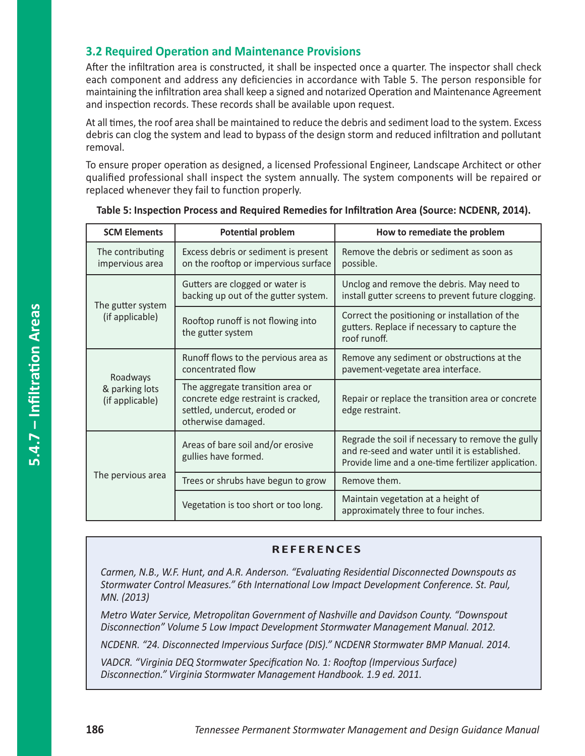## 3.2 Required Operation and Maintenance Provisions

After the infiltration area is constructed, it shall be inspected once a quarter. The inspector shall check each component and address any deficiencies in accordance with Table 5. The person responsible for maintaining the infiltration area shall keep a signed and notarized Operation and Maintenance Agreement and inspection records. These records shall be available upon request.

At all times, the roof area shall be maintained to reduce the debris and sediment load to the system. Excess debris can clog the system and lead to bypass of the design storm and reduced infiltration and pollutant removal.

To ensure proper operation as designed, a licensed Professional Engineer, Landscape Architect or other qualified professional shall inspect the system annually. The system components will be repaired or replaced whenever they fail to function properly.

**Table 5: Inspection Process and Required Remedies for Infiltration Area (Source: NCDENR, 2014).**

| SCM Elements | Potential problem | How to remediate the problem |
|---|---|---|
| The contributing impervious area | Excess debris or sediment is present on the rooftop or impervious surface | Remove the debris or sediment as soon as possible. |
| The gutter system (if applicable) | Gutters are clogged or water is backing up out of the gutter system. | Unclog and remove the debris. May need to install gutter screens to prevent future clogging. |
| | Rooftop runoff is not flowing into the gutter system | Correct the positioning or installation of the gutters. Replace if necessary to capture the roof runoff. |
| Roadways & parking lots (if applicable) | Runoff flows to the pervious area as concentrated flow | Remove any sediment or obstructions at the pavement-vegetate area interface. |
| | The aggregate transition area or concrete edge restraint is cracked, settled, undercut, eroded or otherwise damaged. | Repair or replace the transition area or concrete edge restraint. |
| The pervious area | Areas of bare soil and/or erosive gullies have formed. | Regrade the soil if necessary to remove the gully and re-seed and water until it is established. Provide lime and a one-time fertilizer application. |
| | Trees or shrubs have begun to grow | Remove them. |
| | Vegetation is too short or too long. | Maintain vegetation at a height of approximately three to four inches. |

### REFERENCES

*Carmen, N.B., W.F. Hunt, and A.R. Anderson. "Evaluating Residential Disconnected Downspouts as Stormwater Control Measures." 6th International Low Impact Development Conference. St. Paul, MN. (2013)*

*Metro Water Service, Metropolitan Government of Nashville and Davidson County. "Downspout Disconnection" Volume 5 Low Impact Development Stormwater Management Manual. 2012.*

*NCDENR. "24. Disconnected Impervious Surface (DIS)." NCDENR Stormwater BMP Manual. 2014.*

*VADCR. "Virginia DEQ Stormwater Specification No. 1: Rooftop (Impervious Surface) Disconnection." Virginia Stormwater Management Handbook. 1.9 ed. 2011.*